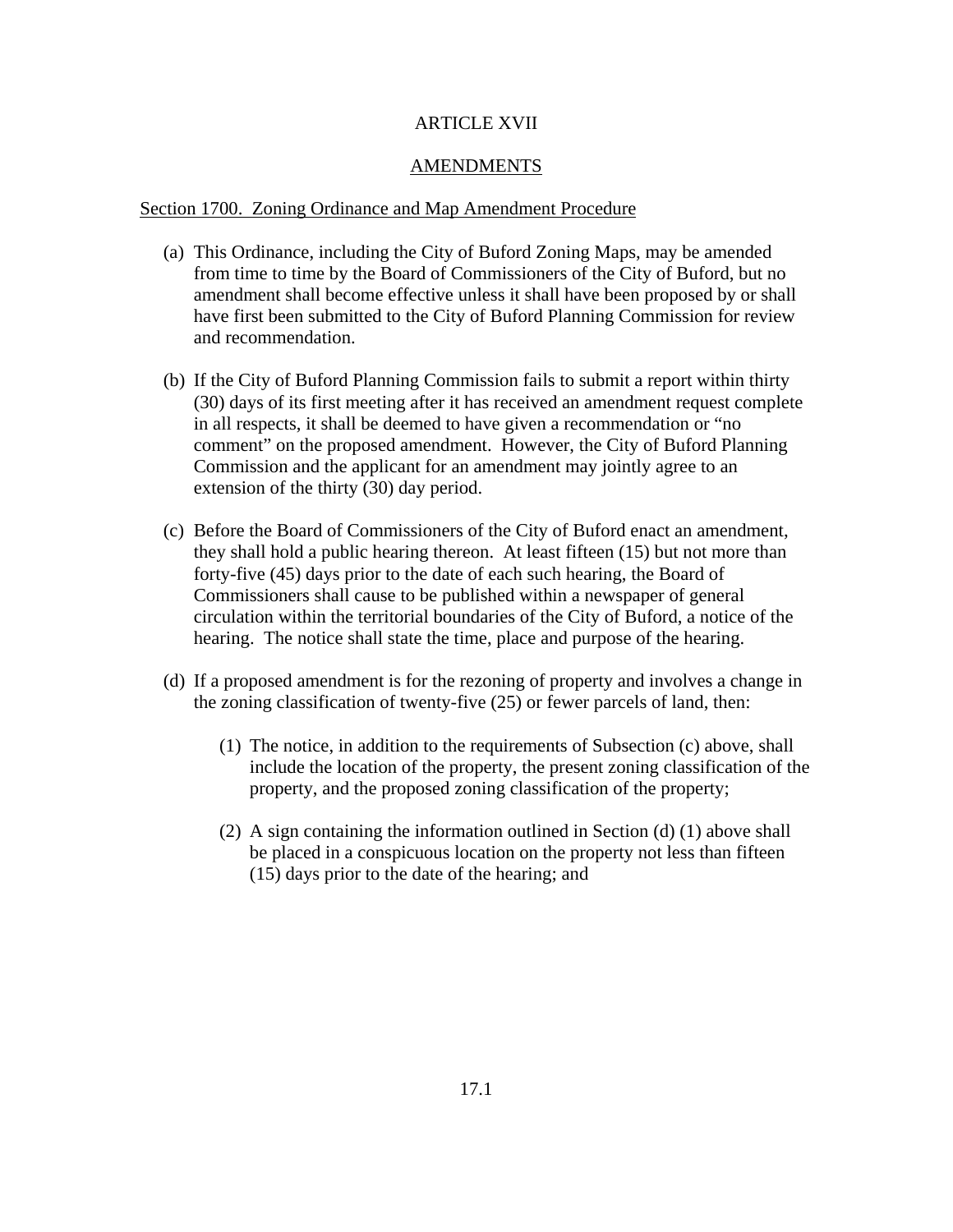# ARTICLE XVII

## AMENDMENTS

### Section 1700. Zoning Ordinance and Map Amendment Procedure

(a) This Ordinance, including the City of Buford Zoning Maps, may be amended from time to time by the Board of Commissioners of the City of Buford, but no amendment shall become effective unless it shall have been proposed by or shall have first been submitted to the City of Buford Planning Commission for review and recommendation.

(b) If the City of Buford Planning Commission fails to submit a report within thirty (30) days of its first meeting after it has received an amendment request complete in all respects, it shall be deemed to have given a recommendation or "no comment" on the proposed amendment. However, the City of Buford Planning Commission and the applicant for an amendment may jointly agree to an extension of the thirty (30) day period.

(c) Before the Board of Commissioners of the City of Buford enact an amendment, they shall hold a public hearing thereon. At least fifteen (15) but not more than forty-five (45) days prior to the date of each such hearing, the Board of Commissioners shall cause to be published within a newspaper of general circulation within the territorial boundaries of the City of Buford, a notice of the hearing. The notice shall state the time, place and purpose of the hearing.

(d) If a proposed amendment is for the rezoning of property and involves a change in the zoning classification of twenty-five (25) or fewer parcels of land, then:

   (1) The notice, in addition to the requirements of Subsection (c) above, shall include the location of the property, the present zoning classification of the property, and the proposed zoning classification of the property;

   (2) A sign containing the information outlined in Section (d) (1) above shall be placed in a conspicuous location on the property not less than fifteen (15) days prior to the date of the hearing; and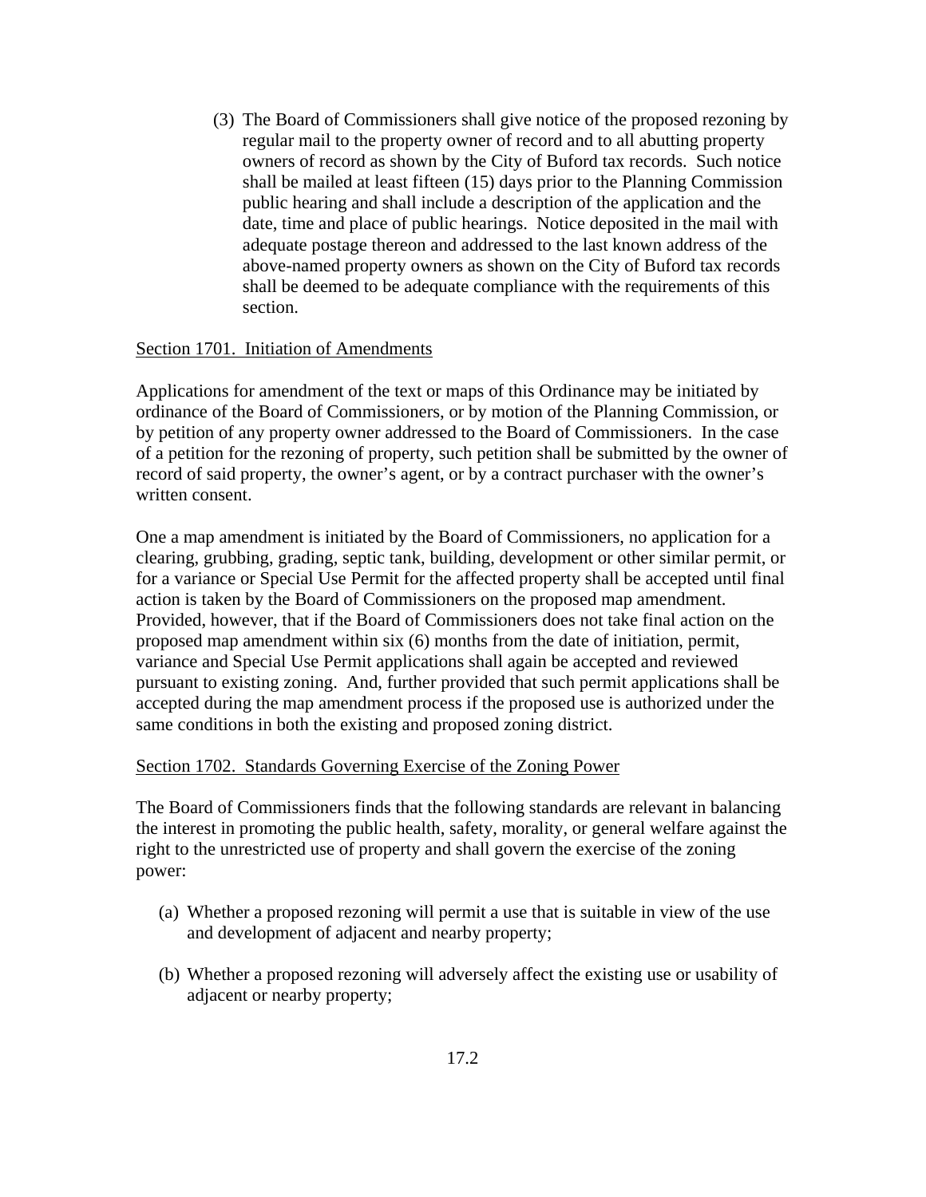(3) The Board of Commissioners shall give notice of the proposed rezoning by regular mail to the property owner of record and to all abutting property owners of record as shown by the City of Buford tax records. Such notice shall be mailed at least fifteen (15) days prior to the Planning Commission public hearing and shall include a description of the application and the date, time and place of public hearings. Notice deposited in the mail with adequate postage thereon and addressed to the last known address of the above-named property owners as shown on the City of Buford tax records shall be deemed to be adequate compliance with the requirements of this section.

## Section 1701. Initiation of Amendments

Applications for amendment of the text or maps of this Ordinance may be initiated by ordinance of the Board of Commissioners, or by motion of the Planning Commission, or by petition of any property owner addressed to the Board of Commissioners. In the case of a petition for the rezoning of property, such petition shall be submitted by the owner of record of said property, the owner's agent, or by a contract purchaser with the owner's written consent.

One a map amendment is initiated by the Board of Commissioners, no application for a clearing, grubbing, grading, septic tank, building, development or other similar permit, or for a variance or Special Use Permit for the affected property shall be accepted until final action is taken by the Board of Commissioners on the proposed map amendment. Provided, however, that if the Board of Commissioners does not take final action on the proposed map amendment within six (6) months from the date of initiation, permit, variance and Special Use Permit applications shall again be accepted and reviewed pursuant to existing zoning. And, further provided that such permit applications shall be accepted during the map amendment process if the proposed use is authorized under the same conditions in both the existing and proposed zoning district.

## Section 1702. Standards Governing Exercise of the Zoning Power

The Board of Commissioners finds that the following standards are relevant in balancing the interest in promoting the public health, safety, morality, or general welfare against the right to the unrestricted use of property and shall govern the exercise of the zoning power:

(a) Whether a proposed rezoning will permit a use that is suitable in view of the use and development of adjacent and nearby property;

(b) Whether a proposed rezoning will adversely affect the existing use or usability of adjacent or nearby property;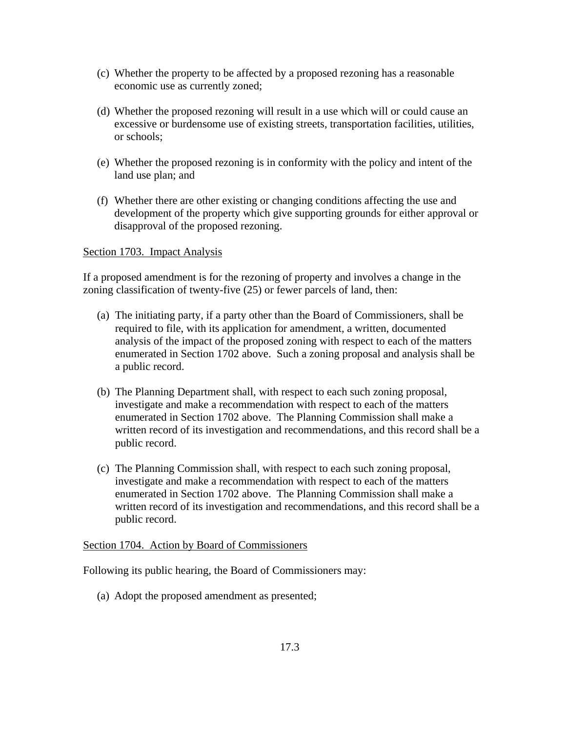(c) Whether the property to be affected by a proposed rezoning has a reasonable economic use as currently zoned;

(d) Whether the proposed rezoning will result in a use which will or could cause an excessive or burdensome use of existing streets, transportation facilities, utilities, or schools;

(e) Whether the proposed rezoning is in conformity with the policy and intent of the land use plan; and

(f) Whether there are other existing or changing conditions affecting the use and development of the property which give supporting grounds for either approval or disapproval of the proposed rezoning.

Section 1703. Impact Analysis

If a proposed amendment is for the rezoning of property and involves a change in the zoning classification of twenty-five (25) or fewer parcels of land, then:

(a) The initiating party, if a party other than the Board of Commissioners, shall be required to file, with its application for amendment, a written, documented analysis of the impact of the proposed zoning with respect to each of the matters enumerated in Section 1702 above. Such a zoning proposal and analysis shall be a public record.

(b) The Planning Department shall, with respect to each such zoning proposal, investigate and make a recommendation with respect to each of the matters enumerated in Section 1702 above. The Planning Commission shall make a written record of its investigation and recommendations, and this record shall be a public record.

(c) The Planning Commission shall, with respect to each such zoning proposal, investigate and make a recommendation with respect to each of the matters enumerated in Section 1702 above. The Planning Commission shall make a written record of its investigation and recommendations, and this record shall be a public record.

Section 1704. Action by Board of Commissioners

Following its public hearing, the Board of Commissioners may:

(a) Adopt the proposed amendment as presented;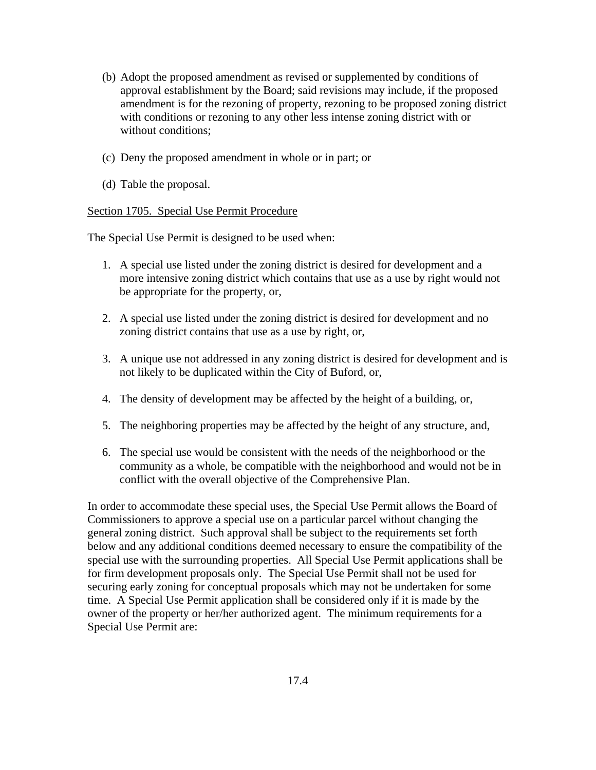(b) Adopt the proposed amendment as revised or supplemented by conditions of approval establishment by the Board; said revisions may include, if the proposed amendment is for the rezoning of property, rezoning to be proposed zoning district with conditions or rezoning to any other less intense zoning district with or without conditions;

(c) Deny the proposed amendment in whole or in part; or

(d) Table the proposal.

Section 1705. Special Use Permit Procedure

The Special Use Permit is designed to be used when:

1. A special use listed under the zoning district is desired for development and a more intensive zoning district which contains that use as a use by right would not be appropriate for the property, or,

2. A special use listed under the zoning district is desired for development and no zoning district contains that use as a use by right, or,

3. A unique use not addressed in any zoning district is desired for development and is not likely to be duplicated within the City of Buford, or,

4. The density of development may be affected by the height of a building, or,

5. The neighboring properties may be affected by the height of any structure, and,

6. The special use would be consistent with the needs of the neighborhood or the community as a whole, be compatible with the neighborhood and would not be in conflict with the overall objective of the Comprehensive Plan.

In order to accommodate these special uses, the Special Use Permit allows the Board of Commissioners to approve a special use on a particular parcel without changing the general zoning district. Such approval shall be subject to the requirements set forth below and any additional conditions deemed necessary to ensure the compatibility of the special use with the surrounding properties. All Special Use Permit applications shall be for firm development proposals only. The Special Use Permit shall not be used for securing early zoning for conceptual proposals which may not be undertaken for some time. A Special Use Permit application shall be considered only if it is made by the owner of the property or her/her authorized agent. The minimum requirements for a Special Use Permit are: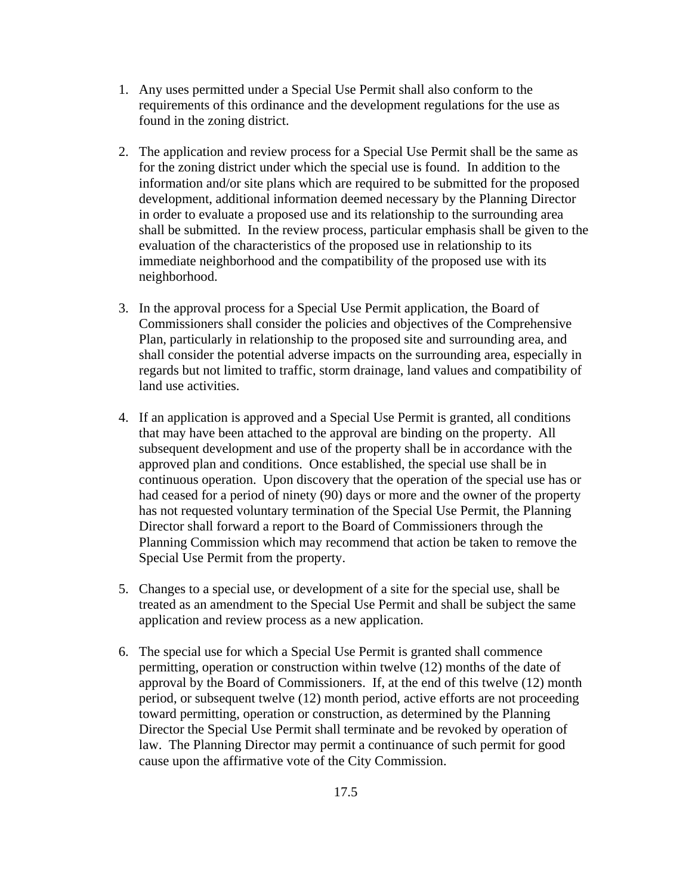1. Any uses permitted under a Special Use Permit shall also conform to the requirements of this ordinance and the development regulations for the use as found in the zoning district.

2. The application and review process for a Special Use Permit shall be the same as for the zoning district under which the special use is found. In addition to the information and/or site plans which are required to be submitted for the proposed development, additional information deemed necessary by the Planning Director in order to evaluate a proposed use and its relationship to the surrounding area shall be submitted. In the review process, particular emphasis shall be given to the evaluation of the characteristics of the proposed use in relationship to its immediate neighborhood and the compatibility of the proposed use with its neighborhood.

3. In the approval process for a Special Use Permit application, the Board of Commissioners shall consider the policies and objectives of the Comprehensive Plan, particularly in relationship to the proposed site and surrounding area, and shall consider the potential adverse impacts on the surrounding area, especially in regards but not limited to traffic, storm drainage, land values and compatibility of land use activities.

4. If an application is approved and a Special Use Permit is granted, all conditions that may have been attached to the approval are binding on the property. All subsequent development and use of the property shall be in accordance with the approved plan and conditions. Once established, the special use shall be in continuous operation. Upon discovery that the operation of the special use has or had ceased for a period of ninety (90) days or more and the owner of the property has not requested voluntary termination of the Special Use Permit, the Planning Director shall forward a report to the Board of Commissioners through the Planning Commission which may recommend that action be taken to remove the Special Use Permit from the property.

5. Changes to a special use, or development of a site for the special use, shall be treated as an amendment to the Special Use Permit and shall be subject the same application and review process as a new application.

6. The special use for which a Special Use Permit is granted shall commence permitting, operation or construction within twelve (12) months of the date of approval by the Board of Commissioners. If, at the end of this twelve (12) month period, or subsequent twelve (12) month period, active efforts are not proceeding toward permitting, operation or construction, as determined by the Planning Director the Special Use Permit shall terminate and be revoked by operation of law. The Planning Director may permit a continuance of such permit for good cause upon the affirmative vote of the City Commission.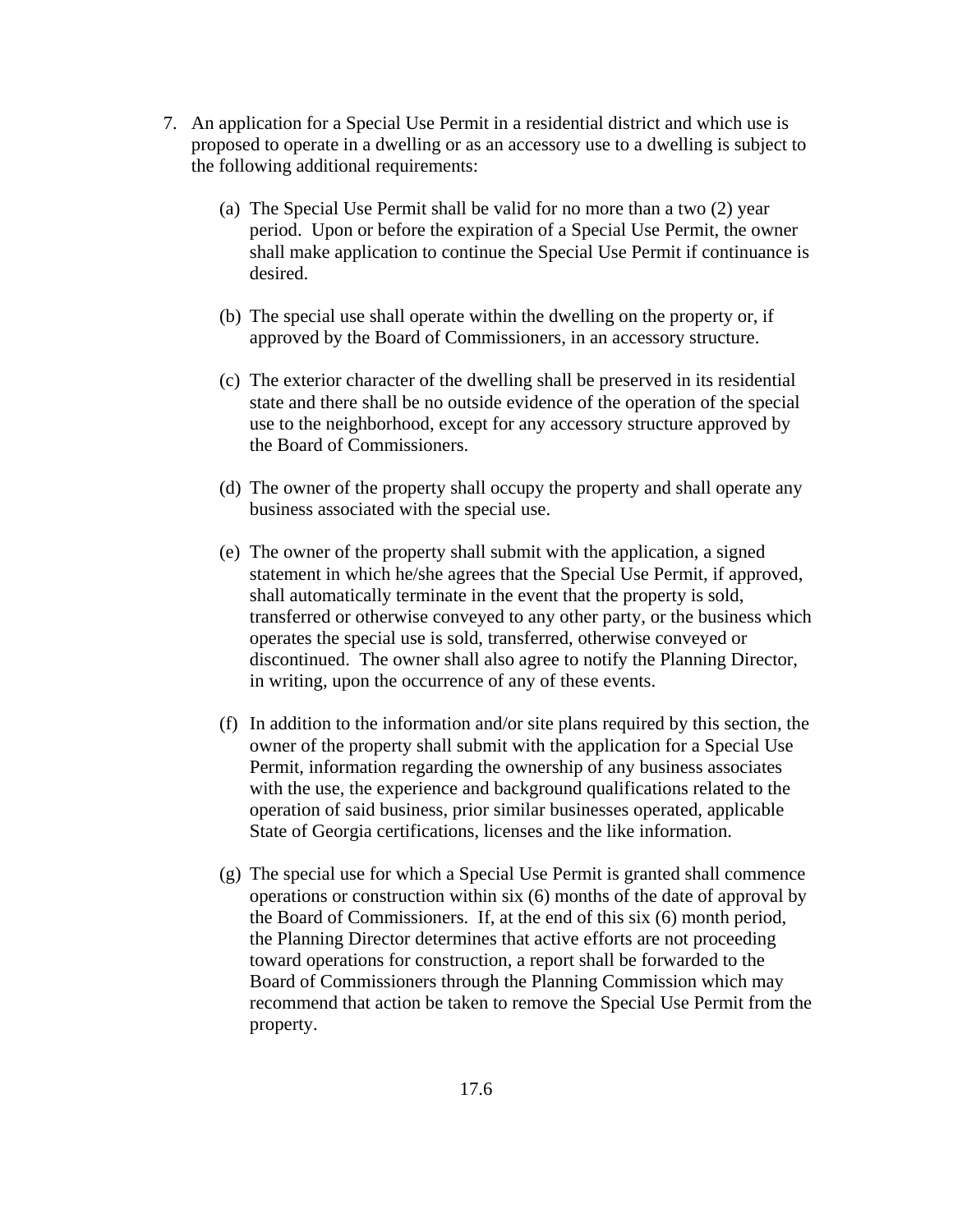7. An application for a Special Use Permit in a residential district and which use is proposed to operate in a dwelling or as an accessory use to a dwelling is subject to the following additional requirements:

   (a) The Special Use Permit shall be valid for no more than a two (2) year period. Upon or before the expiration of a Special Use Permit, the owner shall make application to continue the Special Use Permit if continuance is desired.

   (b) The special use shall operate within the dwelling on the property or, if approved by the Board of Commissioners, in an accessory structure.

   (c) The exterior character of the dwelling shall be preserved in its residential state and there shall be no outside evidence of the operation of the special use to the neighborhood, except for any accessory structure approved by the Board of Commissioners.

   (d) The owner of the property shall occupy the property and shall operate any business associated with the special use.

   (e) The owner of the property shall submit with the application, a signed statement in which he/she agrees that the Special Use Permit, if approved, shall automatically terminate in the event that the property is sold, transferred or otherwise conveyed to any other party, or the business which operates the special use is sold, transferred, otherwise conveyed or discontinued. The owner shall also agree to notify the Planning Director, in writing, upon the occurrence of any of these events.

   (f) In addition to the information and/or site plans required by this section, the owner of the property shall submit with the application for a Special Use Permit, information regarding the ownership of any business associates with the use, the experience and background qualifications related to the operation of said business, prior similar businesses operated, applicable State of Georgia certifications, licenses and the like information.

   (g) The special use for which a Special Use Permit is granted shall commence operations or construction within six (6) months of the date of approval by the Board of Commissioners. If, at the end of this six (6) month period, the Planning Director determines that active efforts are not proceeding toward operations for construction, a report shall be forwarded to the Board of Commissioners through the Planning Commission which may recommend that action be taken to remove the Special Use Permit from the property.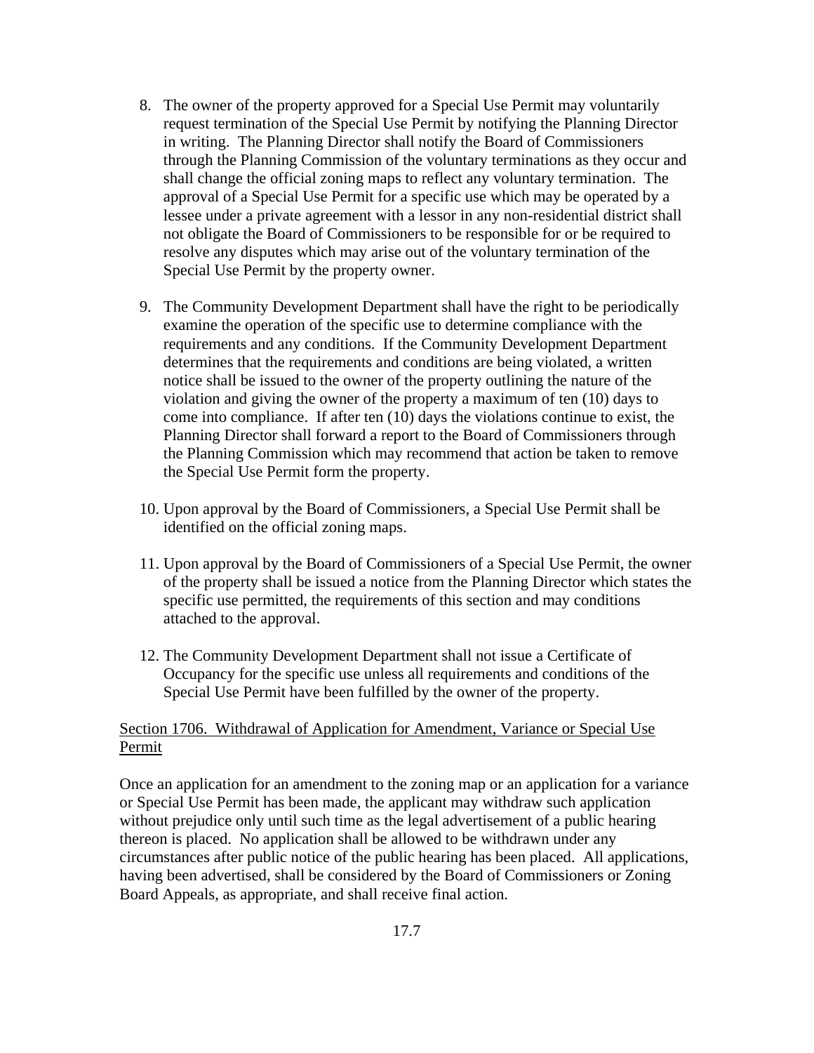8. The owner of the property approved for a Special Use Permit may voluntarily request termination of the Special Use Permit by notifying the Planning Director in writing. The Planning Director shall notify the Board of Commissioners through the Planning Commission of the voluntary terminations as they occur and shall change the official zoning maps to reflect any voluntary termination. The approval of a Special Use Permit for a specific use which may be operated by a lessee under a private agreement with a lessor in any non-residential district shall not obligate the Board of Commissioners to be responsible for or be required to resolve any disputes which may arise out of the voluntary termination of the Special Use Permit by the property owner.

9. The Community Development Department shall have the right to be periodically examine the operation of the specific use to determine compliance with the requirements and any conditions. If the Community Development Department determines that the requirements and conditions are being violated, a written notice shall be issued to the owner of the property outlining the nature of the violation and giving the owner of the property a maximum of ten (10) days to come into compliance. If after ten (10) days the violations continue to exist, the Planning Director shall forward a report to the Board of Commissioners through the Planning Commission which may recommend that action be taken to remove the Special Use Permit form the property.

10. Upon approval by the Board of Commissioners, a Special Use Permit shall be identified on the official zoning maps.

11. Upon approval by the Board of Commissioners of a Special Use Permit, the owner of the property shall be issued a notice from the Planning Director which states the specific use permitted, the requirements of this section and may conditions attached to the approval.

12. The Community Development Department shall not issue a Certificate of Occupancy for the specific use unless all requirements and conditions of the Special Use Permit have been fulfilled by the owner of the property.

<u>Section 1706. Withdrawal of Application for Amendment, Variance or Special Use Permit</u>

Once an application for an amendment to the zoning map or an application for a variance or Special Use Permit has been made, the applicant may withdraw such application without prejudice only until such time as the legal advertisement of a public hearing thereon is placed. No application shall be allowed to be withdrawn under any circumstances after public notice of the public hearing has been placed. All applications, having been advertised, shall be considered by the Board of Commissioners or Zoning Board Appeals, as appropriate, and shall receive final action.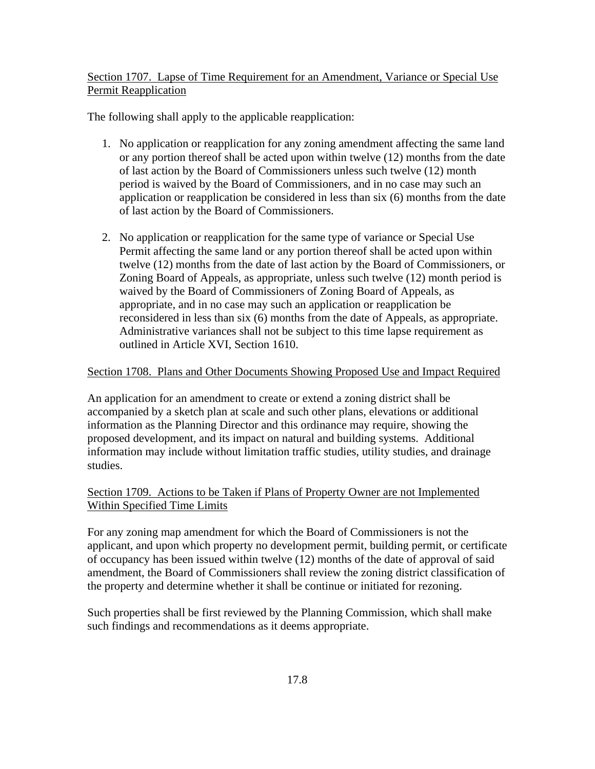## Section 1707. Lapse of Time Requirement for an Amendment, Variance or Special Use Permit Reapplication

The following shall apply to the applicable reapplication:

1. No application or reapplication for any zoning amendment affecting the same land or any portion thereof shall be acted upon within twelve (12) months from the date of last action by the Board of Commissioners unless such twelve (12) month period is waived by the Board of Commissioners, and in no case may such an application or reapplication be considered in less than six (6) months from the date of last action by the Board of Commissioners.

2. No application or reapplication for the same type of variance or Special Use Permit affecting the same land or any portion thereof shall be acted upon within twelve (12) months from the date of last action by the Board of Commissioners, or Zoning Board of Appeals, as appropriate, unless such twelve (12) month period is waived by the Board of Commissioners of Zoning Board of Appeals, as appropriate, and in no case may such an application or reapplication be reconsidered in less than six (6) months from the date of Appeals, as appropriate. Administrative variances shall not be subject to this time lapse requirement as outlined in Article XVI, Section 1610.

## Section 1708. Plans and Other Documents Showing Proposed Use and Impact Required

An application for an amendment to create or extend a zoning district shall be accompanied by a sketch plan at scale and such other plans, elevations or additional information as the Planning Director and this ordinance may require, showing the proposed development, and its impact on natural and building systems. Additional information may include without limitation traffic studies, utility studies, and drainage studies.

## Section 1709. Actions to be Taken if Plans of Property Owner are not Implemented Within Specified Time Limits

For any zoning map amendment for which the Board of Commissioners is not the applicant, and upon which property no development permit, building permit, or certificate of occupancy has been issued within twelve (12) months of the date of approval of said amendment, the Board of Commissioners shall review the zoning district classification of the property and determine whether it shall be continue or initiated for rezoning.

Such properties shall be first reviewed by the Planning Commission, which shall make such findings and recommendations as it deems appropriate.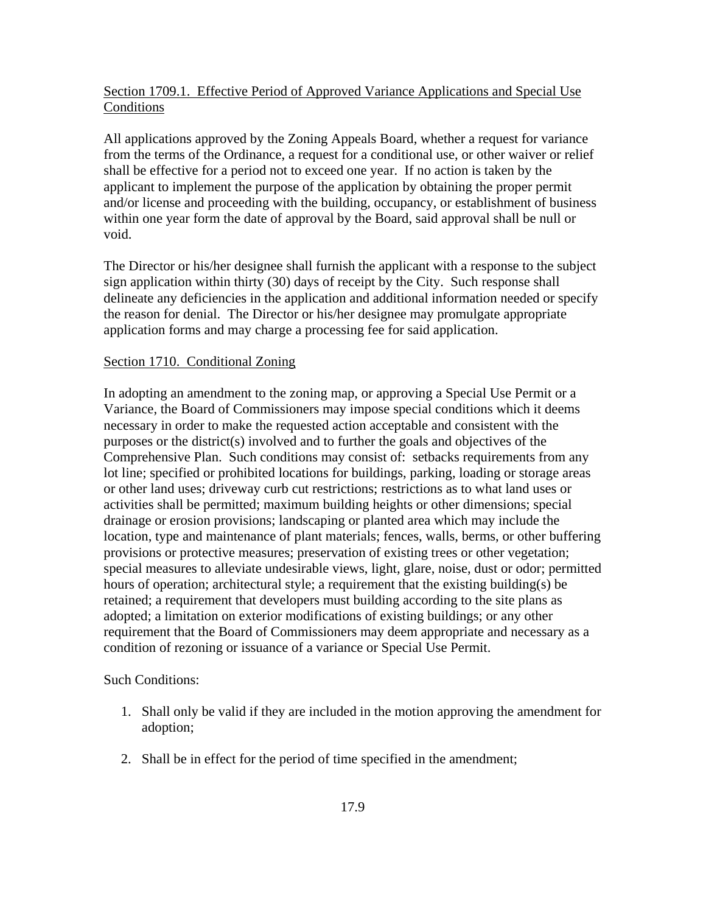Section 1709.1. Effective Period of Approved Variance Applications and Special Use Conditions

All applications approved by the Zoning Appeals Board, whether a request for variance from the terms of the Ordinance, a request for a conditional use, or other waiver or relief shall be effective for a period not to exceed one year. If no action is taken by the applicant to implement the purpose of the application by obtaining the proper permit and/or license and proceeding with the building, occupancy, or establishment of business within one year form the date of approval by the Board, said approval shall be null or void.

The Director or his/her designee shall furnish the applicant with a response to the subject sign application within thirty (30) days of receipt by the City. Such response shall delineate any deficiencies in the application and additional information needed or specify the reason for denial. The Director or his/her designee may promulgate appropriate application forms and may charge a processing fee for said application.

Section 1710. Conditional Zoning

In adopting an amendment to the zoning map, or approving a Special Use Permit or a Variance, the Board of Commissioners may impose special conditions which it deems necessary in order to make the requested action acceptable and consistent with the purposes or the district(s) involved and to further the goals and objectives of the Comprehensive Plan. Such conditions may consist of: setbacks requirements from any lot line; specified or prohibited locations for buildings, parking, loading or storage areas or other land uses; driveway curb cut restrictions; restrictions as to what land uses or activities shall be permitted; maximum building heights or other dimensions; special drainage or erosion provisions; landscaping or planted area which may include the location, type and maintenance of plant materials; fences, walls, berms, or other buffering provisions or protective measures; preservation of existing trees or other vegetation; special measures to alleviate undesirable views, light, glare, noise, dust or odor; permitted hours of operation; architectural style; a requirement that the existing building(s) be retained; a requirement that developers must building according to the site plans as adopted; a limitation on exterior modifications of existing buildings; or any other requirement that the Board of Commissioners may deem appropriate and necessary as a condition of rezoning or issuance of a variance or Special Use Permit.

Such Conditions:

1. Shall only be valid if they are included in the motion approving the amendment for adoption;

2. Shall be in effect for the period of time specified in the amendment;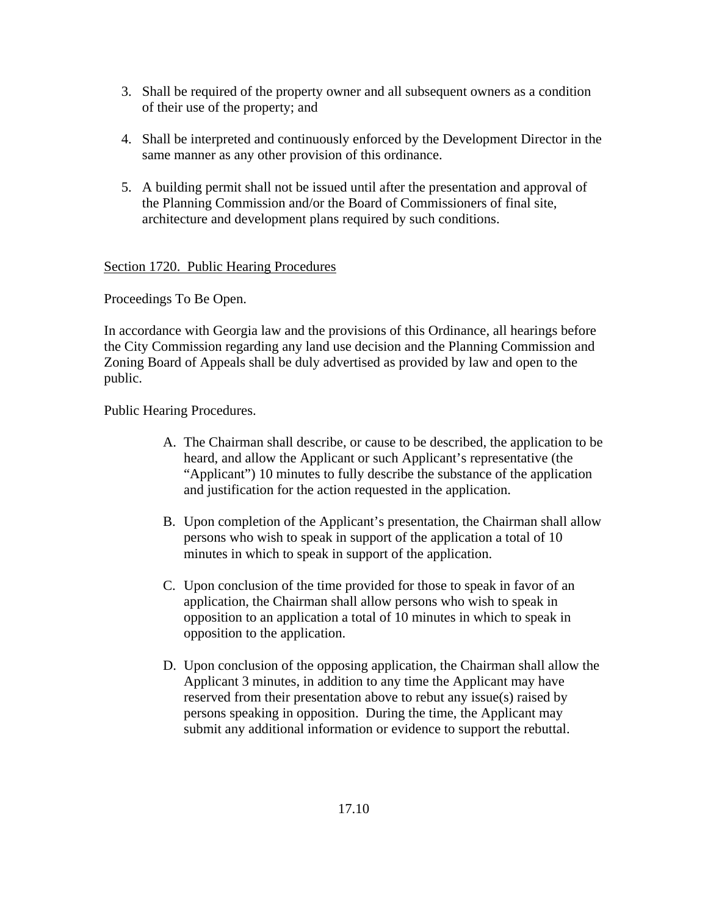3. Shall be required of the property owner and all subsequent owners as a condition of their use of the property; and

4. Shall be interpreted and continuously enforced by the Development Director in the same manner as any other provision of this ordinance.

5. A building permit shall not be issued until after the presentation and approval of the Planning Commission and/or the Board of Commissioners of final site, architecture and development plans required by such conditions.

## Section 1720. Public Hearing Procedures

Proceedings To Be Open.

In accordance with Georgia law and the provisions of this Ordinance, all hearings before the City Commission regarding any land use decision and the Planning Commission and Zoning Board of Appeals shall be duly advertised as provided by law and open to the public.

Public Hearing Procedures.

A. The Chairman shall describe, or cause to be described, the application to be heard, and allow the Applicant or such Applicant's representative (the "Applicant") 10 minutes to fully describe the substance of the application and justification for the action requested in the application.

B. Upon completion of the Applicant's presentation, the Chairman shall allow persons who wish to speak in support of the application a total of 10 minutes in which to speak in support of the application.

C. Upon conclusion of the time provided for those to speak in favor of an application, the Chairman shall allow persons who wish to speak in opposition to an application a total of 10 minutes in which to speak in opposition to the application.

D. Upon conclusion of the opposing application, the Chairman shall allow the Applicant 3 minutes, in addition to any time the Applicant may have reserved from their presentation above to rebut any issue(s) raised by persons speaking in opposition. During the time, the Applicant may submit any additional information or evidence to support the rebuttal.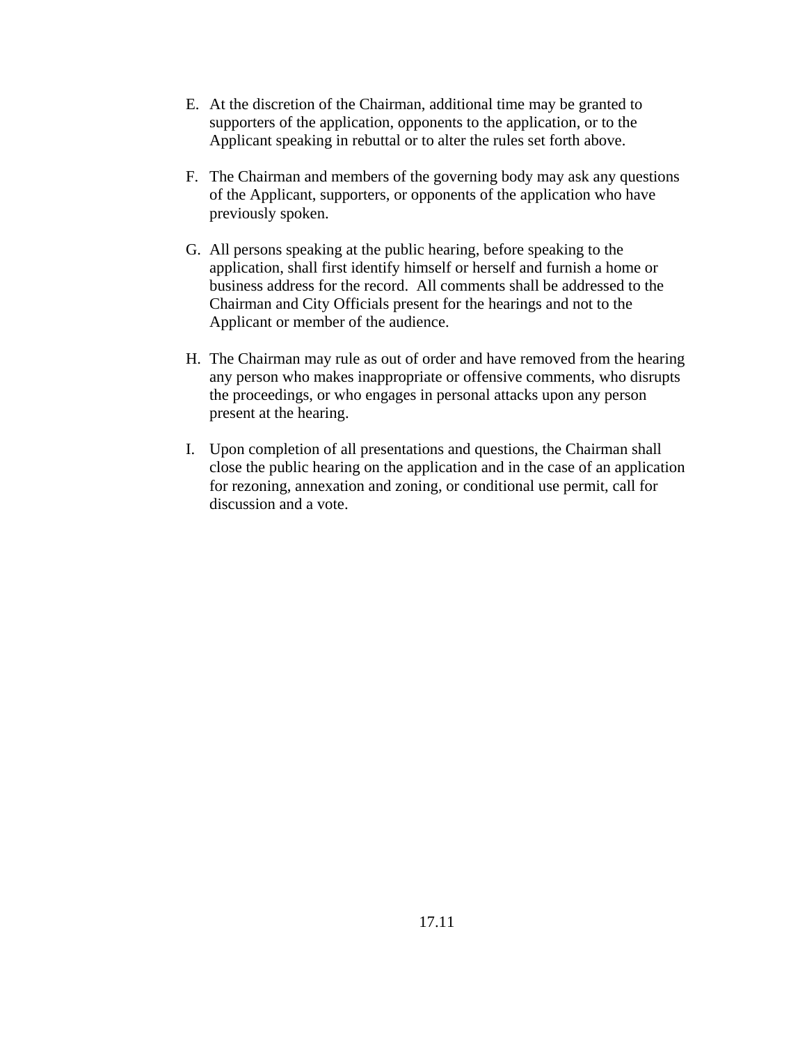E. At the discretion of the Chairman, additional time may be granted to supporters of the application, opponents to the application, or to the Applicant speaking in rebuttal or to alter the rules set forth above.

F. The Chairman and members of the governing body may ask any questions of the Applicant, supporters, or opponents of the application who have previously spoken.

G. All persons speaking at the public hearing, before speaking to the application, shall first identify himself or herself and furnish a home or business address for the record. All comments shall be addressed to the Chairman and City Officials present for the hearings and not to the Applicant or member of the audience.

H. The Chairman may rule as out of order and have removed from the hearing any person who makes inappropriate or offensive comments, who disrupts the proceedings, or who engages in personal attacks upon any person present at the hearing.

I. Upon completion of all presentations and questions, the Chairman shall close the public hearing on the application and in the case of an application for rezoning, annexation and zoning, or conditional use permit, call for discussion and a vote.